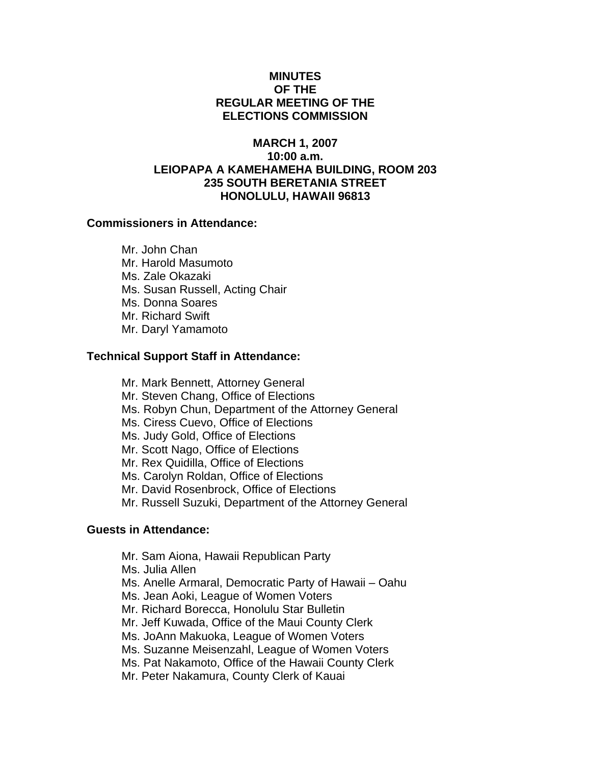# MINUTES
# OF THE
# REGULAR MEETING OF THE
# ELECTIONS COMMISSION

**MARCH 1, 2007**
**10:00 a.m.**
**LEIOPAPA A KAMEHAMEHA BUILDING, ROOM 203**
**235 SOUTH BERETANIA STREET**
**HONOLULU, HAWAII 96813**

**Commissioners in Attendance:**

Mr. John Chan
Mr. Harold Masumoto
Ms. Zale Okazaki
Ms. Susan Russell, Acting Chair
Ms. Donna Soares
Mr. Richard Swift
Mr. Daryl Yamamoto

**Technical Support Staff in Attendance:**

Mr. Mark Bennett, Attorney General
Mr. Steven Chang, Office of Elections
Ms. Robyn Chun, Department of the Attorney General
Ms. Ciress Cuevo, Office of Elections
Ms. Judy Gold, Office of Elections
Mr. Scott Nago, Office of Elections
Mr. Rex Quidilla, Office of Elections
Ms. Carolyn Roldan, Office of Elections
Mr. David Rosenbrock, Office of Elections
Mr. Russell Suzuki, Department of the Attorney General

**Guests in Attendance:**

Mr. Sam Aiona, Hawaii Republican Party
Ms. Julia Allen
Ms. Anelle Armaral, Democratic Party of Hawaii – Oahu
Ms. Jean Aoki, League of Women Voters
Mr. Richard Borecca, Honolulu Star Bulletin
Mr. Jeff Kuwada, Office of the Maui County Clerk
Ms. JoAnn Makuoka, League of Women Voters
Ms. Suzanne Meisenzahl, League of Women Voters
Ms. Pat Nakamoto, Office of the Hawaii County Clerk
Mr. Peter Nakamura, County Clerk of Kauai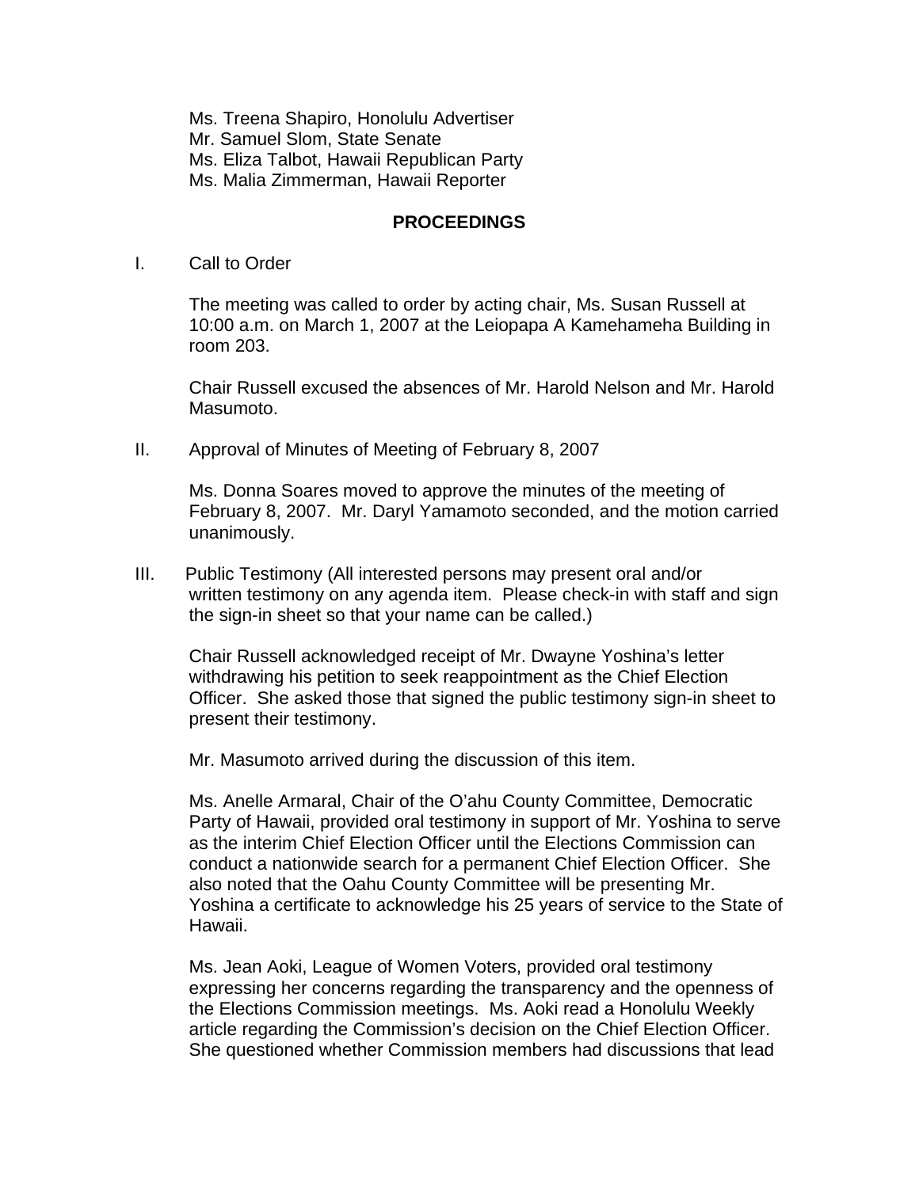Ms. Treena Shapiro, Honolulu Advertiser
Mr. Samuel Slom, State Senate
Ms. Eliza Talbot, Hawaii Republican Party
Ms. Malia Zimmerman, Hawaii Reporter

**PROCEEDINGS**

I. Call to Order

The meeting was called to order by acting chair, Ms. Susan Russell at 10:00 a.m. on March 1, 2007 at the Leiopapa A Kamehameha Building in room 203.

Chair Russell excused the absences of Mr. Harold Nelson and Mr. Harold Masumoto.

II. Approval of Minutes of Meeting of February 8, 2007

Ms. Donna Soares moved to approve the minutes of the meeting of February 8, 2007. Mr. Daryl Yamamoto seconded, and the motion carried unanimously.

III. Public Testimony (All interested persons may present oral and/or written testimony on any agenda item. Please check-in with staff and sign the sign-in sheet so that your name can be called.)

Chair Russell acknowledged receipt of Mr. Dwayne Yoshina's letter withdrawing his petition to seek reappointment as the Chief Election Officer. She asked those that signed the public testimony sign-in sheet to present their testimony.

Mr. Masumoto arrived during the discussion of this item.

Ms. Anelle Armaral, Chair of the O'ahu County Committee, Democratic Party of Hawaii, provided oral testimony in support of Mr. Yoshina to serve as the interim Chief Election Officer until the Elections Commission can conduct a nationwide search for a permanent Chief Election Officer. She also noted that the Oahu County Committee will be presenting Mr. Yoshina a certificate to acknowledge his 25 years of service to the State of Hawaii.

Ms. Jean Aoki, League of Women Voters, provided oral testimony expressing her concerns regarding the transparency and the openness of the Elections Commission meetings. Ms. Aoki read a Honolulu Weekly article regarding the Commission's decision on the Chief Election Officer. She questioned whether Commission members had discussions that lead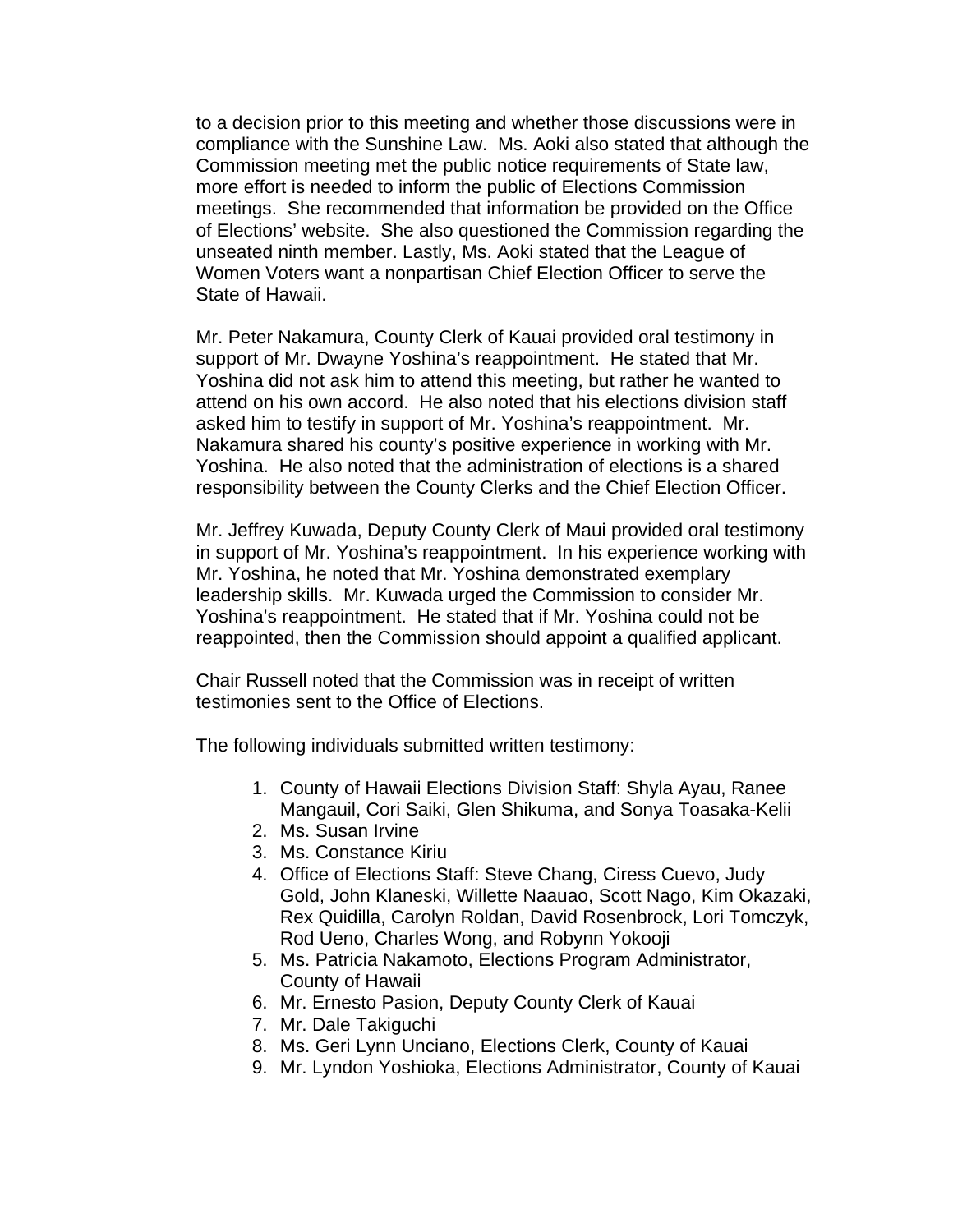to a decision prior to this meeting and whether those discussions were in compliance with the Sunshine Law. Ms. Aoki also stated that although the Commission meeting met the public notice requirements of State law, more effort is needed to inform the public of Elections Commission meetings. She recommended that information be provided on the Office of Elections' website. She also questioned the Commission regarding the unseated ninth member. Lastly, Ms. Aoki stated that the League of Women Voters want a nonpartisan Chief Election Officer to serve the State of Hawaii.

Mr. Peter Nakamura, County Clerk of Kauai provided oral testimony in support of Mr. Dwayne Yoshina's reappointment. He stated that Mr. Yoshina did not ask him to attend this meeting, but rather he wanted to attend on his own accord. He also noted that his elections division staff asked him to testify in support of Mr. Yoshina's reappointment. Mr. Nakamura shared his county's positive experience in working with Mr. Yoshina. He also noted that the administration of elections is a shared responsibility between the County Clerks and the Chief Election Officer.

Mr. Jeffrey Kuwada, Deputy County Clerk of Maui provided oral testimony in support of Mr. Yoshina's reappointment. In his experience working with Mr. Yoshina, he noted that Mr. Yoshina demonstrated exemplary leadership skills. Mr. Kuwada urged the Commission to consider Mr. Yoshina's reappointment. He stated that if Mr. Yoshina could not be reappointed, then the Commission should appoint a qualified applicant.

Chair Russell noted that the Commission was in receipt of written testimonies sent to the Office of Elections.

The following individuals submitted written testimony:

1. County of Hawaii Elections Division Staff: Shyla Ayau, Ranee Mangauil, Cori Saiki, Glen Shikuma, and Sonya Toasaka-Kelii
2. Ms. Susan Irvine
3. Ms. Constance Kiriu
4. Office of Elections Staff: Steve Chang, Ciress Cuevo, Judy Gold, John Klaneski, Willette Naauao, Scott Nago, Kim Okazaki, Rex Quidilla, Carolyn Roldan, David Rosenbrock, Lori Tomczyk, Rod Ueno, Charles Wong, and Robynn Yokooji
5. Ms. Patricia Nakamoto, Elections Program Administrator, County of Hawaii
6. Mr. Ernesto Pasion, Deputy County Clerk of Kauai
7. Mr. Dale Takiguchi
8. Ms. Geri Lynn Unciano, Elections Clerk, County of Kauai
9. Mr. Lyndon Yoshioka, Elections Administrator, County of Kauai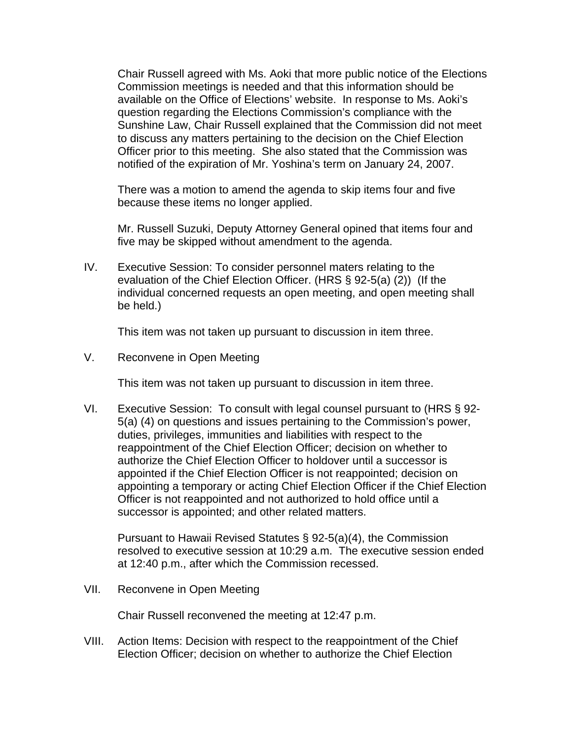Chair Russell agreed with Ms. Aoki that more public notice of the Elections Commission meetings is needed and that this information should be available on the Office of Elections' website. In response to Ms. Aoki's question regarding the Elections Commission's compliance with the Sunshine Law, Chair Russell explained that the Commission did not meet to discuss any matters pertaining to the decision on the Chief Election Officer prior to this meeting. She also stated that the Commission was notified of the expiration of Mr. Yoshina's term on January 24, 2007.

There was a motion to amend the agenda to skip items four and five because these items no longer applied.

Mr. Russell Suzuki, Deputy Attorney General opined that items four and five may be skipped without amendment to the agenda.

IV. Executive Session: To consider personnel maters relating to the evaluation of the Chief Election Officer. (HRS § 92-5(a) (2)) (If the individual concerned requests an open meeting, and open meeting shall be held.)

This item was not taken up pursuant to discussion in item three.

V. Reconvene in Open Meeting

This item was not taken up pursuant to discussion in item three.

VI. Executive Session: To consult with legal counsel pursuant to (HRS § 92-5(a) (4) on questions and issues pertaining to the Commission's power, duties, privileges, immunities and liabilities with respect to the reappointment of the Chief Election Officer; decision on whether to authorize the Chief Election Officer to holdover until a successor is appointed if the Chief Election Officer is not reappointed; decision on appointing a temporary or acting Chief Election Officer if the Chief Election Officer is not reappointed and not authorized to hold office until a successor is appointed; and other related matters.

Pursuant to Hawaii Revised Statutes § 92-5(a)(4), the Commission resolved to executive session at 10:29 a.m. The executive session ended at 12:40 p.m., after which the Commission recessed.

VII. Reconvene in Open Meeting

Chair Russell reconvened the meeting at 12:47 p.m.

VIII. Action Items: Decision with respect to the reappointment of the Chief Election Officer; decision on whether to authorize the Chief Election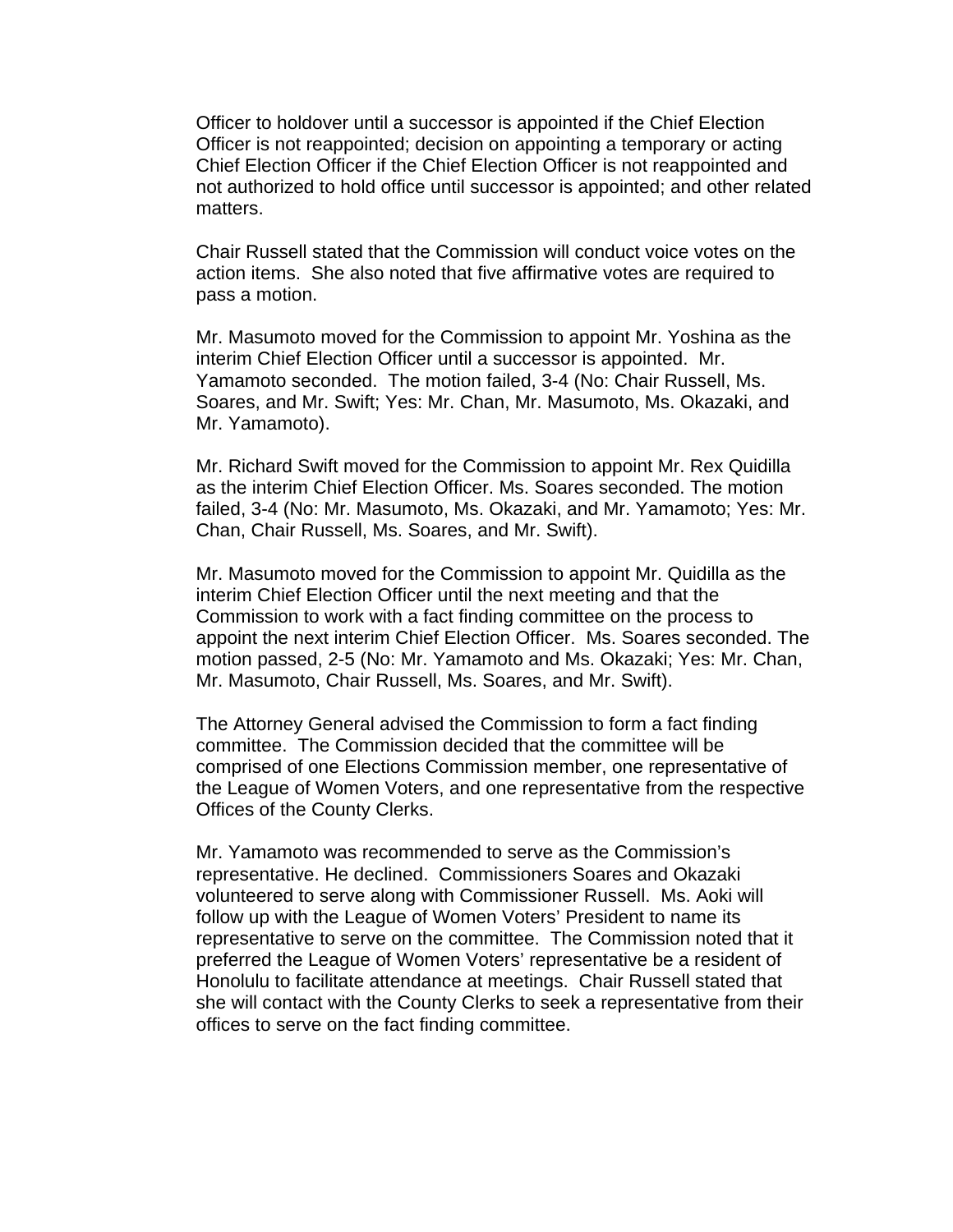Officer to holdover until a successor is appointed if the Chief Election Officer is not reappointed; decision on appointing a temporary or acting Chief Election Officer if the Chief Election Officer is not reappointed and not authorized to hold office until successor is appointed; and other related matters.

Chair Russell stated that the Commission will conduct voice votes on the action items. She also noted that five affirmative votes are required to pass a motion.

Mr. Masumoto moved for the Commission to appoint Mr. Yoshina as the interim Chief Election Officer until a successor is appointed. Mr. Yamamoto seconded. The motion failed, 3-4 (No: Chair Russell, Ms. Soares, and Mr. Swift; Yes: Mr. Chan, Mr. Masumoto, Ms. Okazaki, and Mr. Yamamoto).

Mr. Richard Swift moved for the Commission to appoint Mr. Rex Quidilla as the interim Chief Election Officer. Ms. Soares seconded. The motion failed, 3-4 (No: Mr. Masumoto, Ms. Okazaki, and Mr. Yamamoto; Yes: Mr. Chan, Chair Russell, Ms. Soares, and Mr. Swift).

Mr. Masumoto moved for the Commission to appoint Mr. Quidilla as the interim Chief Election Officer until the next meeting and that the Commission to work with a fact finding committee on the process to appoint the next interim Chief Election Officer. Ms. Soares seconded. The motion passed, 2-5 (No: Mr. Yamamoto and Ms. Okazaki; Yes: Mr. Chan, Mr. Masumoto, Chair Russell, Ms. Soares, and Mr. Swift).

The Attorney General advised the Commission to form a fact finding committee. The Commission decided that the committee will be comprised of one Elections Commission member, one representative of the League of Women Voters, and one representative from the respective Offices of the County Clerks.

Mr. Yamamoto was recommended to serve as the Commission's representative. He declined. Commissioners Soares and Okazaki volunteered to serve along with Commissioner Russell. Ms. Aoki will follow up with the League of Women Voters' President to name its representative to serve on the committee. The Commission noted that it preferred the League of Women Voters' representative be a resident of Honolulu to facilitate attendance at meetings. Chair Russell stated that she will contact with the County Clerks to seek a representative from their offices to serve on the fact finding committee.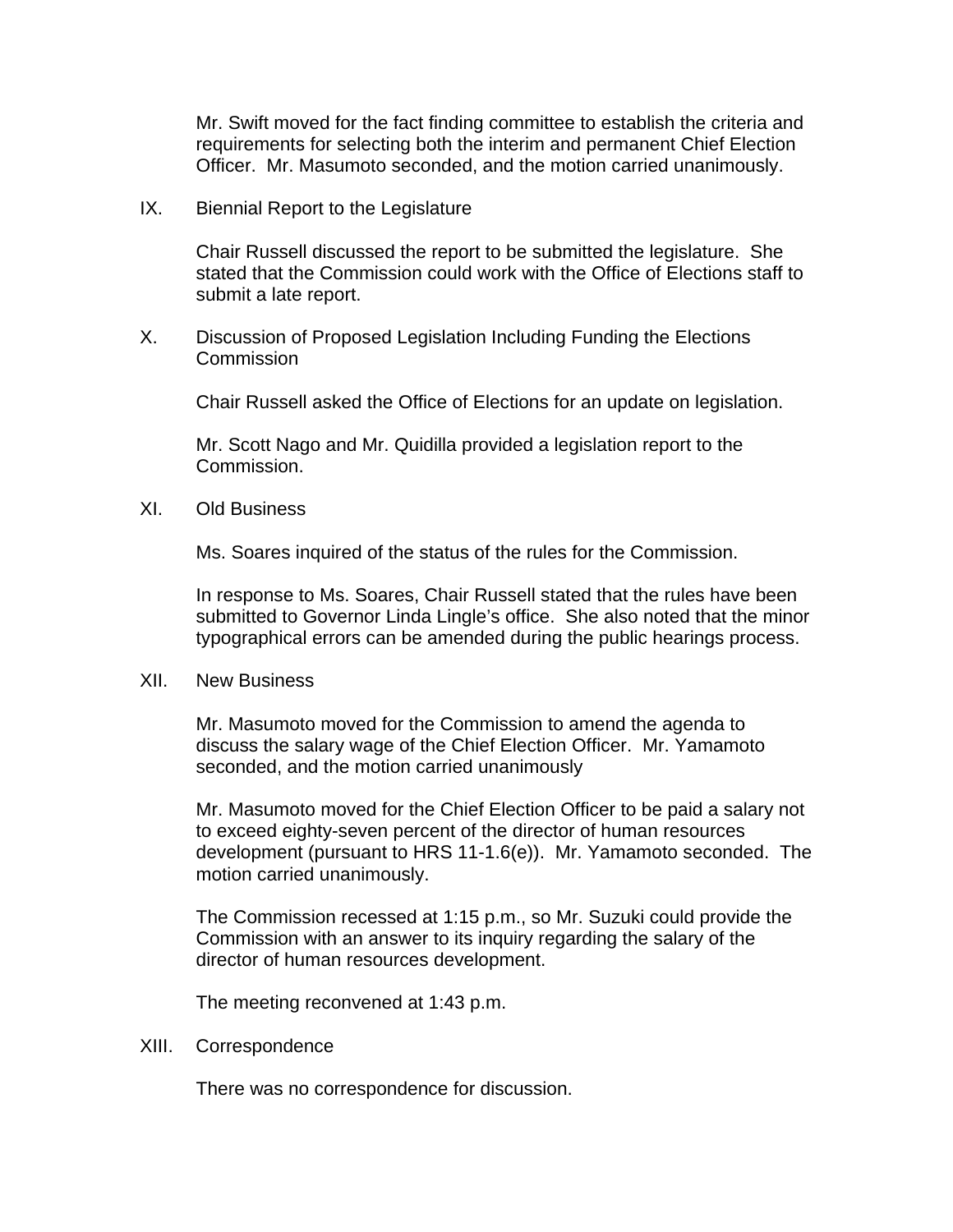Mr. Swift moved for the fact finding committee to establish the criteria and requirements for selecting both the interim and permanent Chief Election Officer. Mr. Masumoto seconded, and the motion carried unanimously.

## IX. Biennial Report to the Legislature

Chair Russell discussed the report to be submitted the legislature. She stated that the Commission could work with the Office of Elections staff to submit a late report.

## X. Discussion of Proposed Legislation Including Funding the Elections Commission

Chair Russell asked the Office of Elections for an update on legislation.

Mr. Scott Nago and Mr. Quidilla provided a legislation report to the Commission.

## XI. Old Business

Ms. Soares inquired of the status of the rules for the Commission.

In response to Ms. Soares, Chair Russell stated that the rules have been submitted to Governor Linda Lingle's office. She also noted that the minor typographical errors can be amended during the public hearings process.

## XII. New Business

Mr. Masumoto moved for the Commission to amend the agenda to discuss the salary wage of the Chief Election Officer. Mr. Yamamoto seconded, and the motion carried unanimously

Mr. Masumoto moved for the Chief Election Officer to be paid a salary not to exceed eighty-seven percent of the director of human resources development (pursuant to HRS 11-1.6(e)). Mr. Yamamoto seconded. The motion carried unanimously.

The Commission recessed at 1:15 p.m., so Mr. Suzuki could provide the Commission with an answer to its inquiry regarding the salary of the director of human resources development.

The meeting reconvened at 1:43 p.m.

## XIII. Correspondence

There was no correspondence for discussion.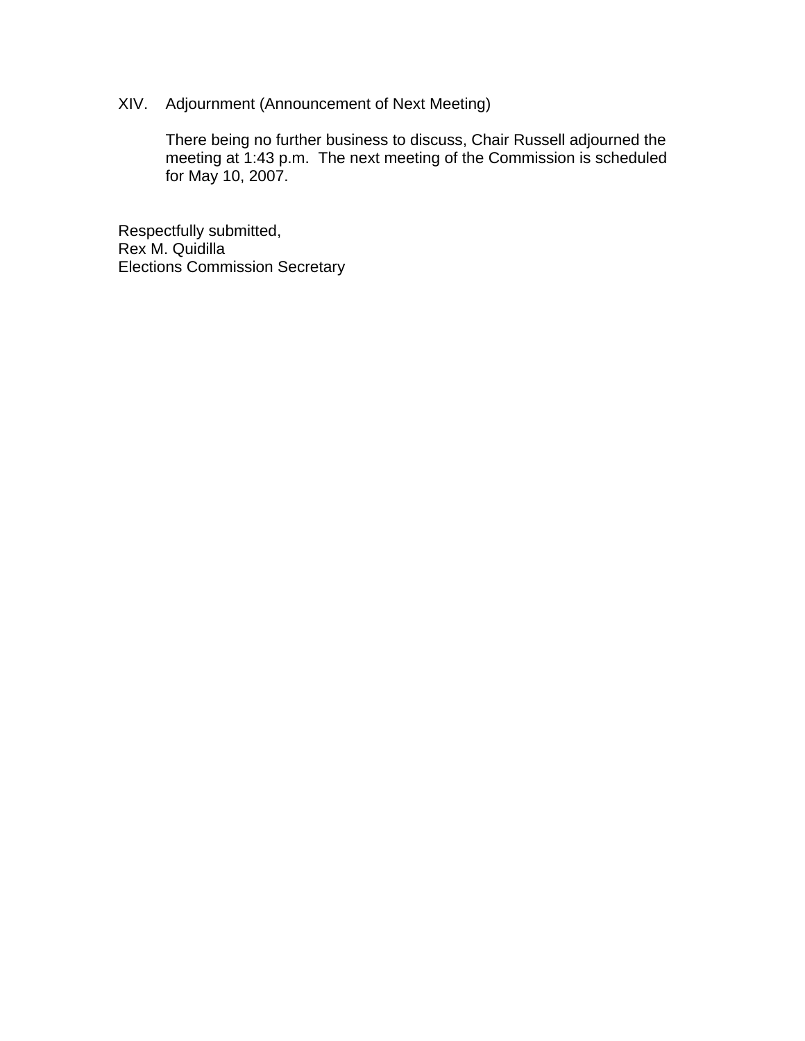XIV. Adjournment (Announcement of Next Meeting)

There being no further business to discuss, Chair Russell adjourned the meeting at 1:43 p.m. The next meeting of the Commission is scheduled for May 10, 2007.

Respectfully submitted,
Rex M. Quidilla
Elections Commission Secretary